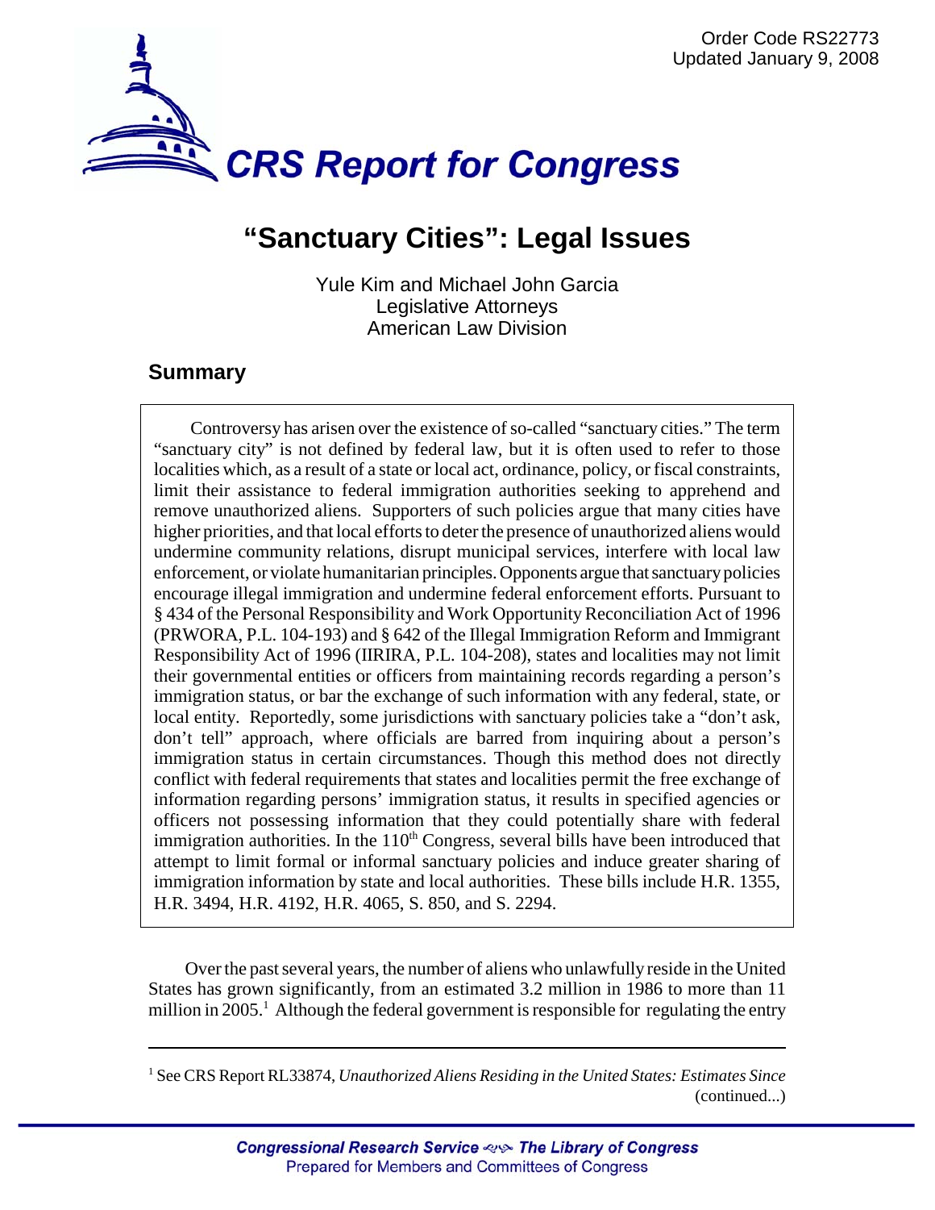Order Code RS22773
Updated January 9, 2008

# CRS Report for Congress

# "Sanctuary Cities": Legal Issues

Yule Kim and Michael John Garcia
Legislative Attorneys
American Law Division

## Summary

Controversy has arisen over the existence of so-called "sanctuary cities." The term "sanctuary city" is not defined by federal law, but it is often used to refer to those localities which, as a result of a state or local act, ordinance, policy, or fiscal constraints, limit their assistance to federal immigration authorities seeking to apprehend and remove unauthorized aliens. Supporters of such policies argue that many cities have higher priorities, and that local efforts to deter the presence of unauthorized aliens would undermine community relations, disrupt municipal services, interfere with local law enforcement, or violate humanitarian principles. Opponents argue that sanctuary policies encourage illegal immigration and undermine federal enforcement efforts. Pursuant to § 434 of the Personal Responsibility and Work Opportunity Reconciliation Act of 1996 (PRWORA, P.L. 104-193) and § 642 of the Illegal Immigration Reform and Immigrant Responsibility Act of 1996 (IIRIRA, P.L. 104-208), states and localities may not limit their governmental entities or officers from maintaining records regarding a person's immigration status, or bar the exchange of such information with any federal, state, or local entity. Reportedly, some jurisdictions with sanctuary policies take a "don't ask, don't tell" approach, where officials are barred from inquiring about a person's immigration status in certain circumstances. Though this method does not directly conflict with federal requirements that states and localities permit the free exchange of information regarding persons' immigration status, it results in specified agencies or officers not possessing information that they could potentially share with federal immigration authorities. In the 110th Congress, several bills have been introduced that attempt to limit formal or informal sanctuary policies and induce greater sharing of immigration information by state and local authorities. These bills include H.R. 1355, H.R. 3494, H.R. 4192, H.R. 4065, S. 850, and S. 2294.

Over the past several years, the number of aliens who unlawfully reside in the United States has grown significantly, from an estimated 3.2 million in 1986 to more than 11 million in 2005.[1] Although the federal government is responsible for regulating the entry

[1] See CRS Report RL33874, *Unauthorized Aliens Residing in the United States: Estimates Since* (continued...)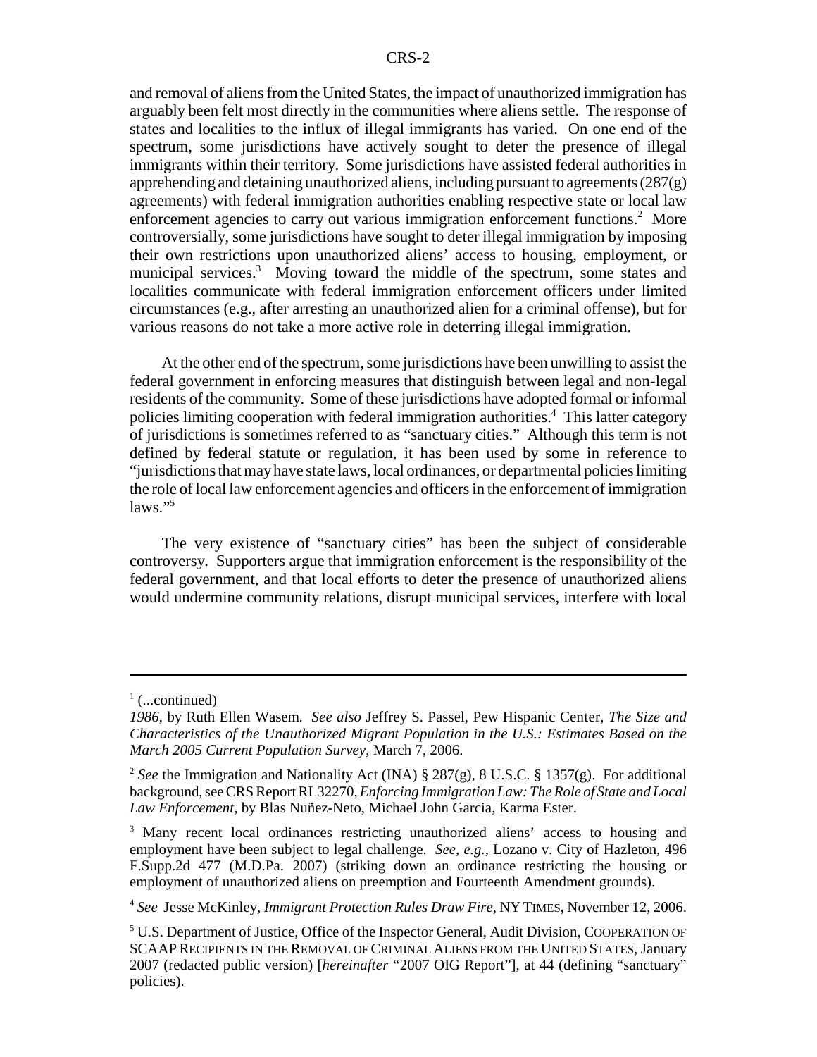and removal of aliens from the United States, the impact of unauthorized immigration has arguably been felt most directly in the communities where aliens settle. The response of states and localities to the influx of illegal immigrants has varied. On one end of the spectrum, some jurisdictions have actively sought to deter the presence of illegal immigrants within their territory. Some jurisdictions have assisted federal authorities in apprehending and detaining unauthorized aliens, including pursuant to agreements (287(g) agreements) with federal immigration authorities enabling respective state or local law enforcement agencies to carry out various immigration enforcement functions.[2] More controversially, some jurisdictions have sought to deter illegal immigration by imposing their own restrictions upon unauthorized aliens' access to housing, employment, or municipal services.[3] Moving toward the middle of the spectrum, some states and localities communicate with federal immigration enforcement officers under limited circumstances (e.g., after arresting an unauthorized alien for a criminal offense), but for various reasons do not take a more active role in deterring illegal immigration.

At the other end of the spectrum, some jurisdictions have been unwilling to assist the federal government in enforcing measures that distinguish between legal and non-legal residents of the community. Some of these jurisdictions have adopted formal or informal policies limiting cooperation with federal immigration authorities.[4] This latter category of jurisdictions is sometimes referred to as "sanctuary cities." Although this term is not defined by federal statute or regulation, it has been used by some in reference to "jurisdictions that may have state laws, local ordinances, or departmental policies limiting the role of local law enforcement agencies and officers in the enforcement of immigration laws."[5]

The very existence of "sanctuary cities" has been the subject of considerable controversy. Supporters argue that immigration enforcement is the responsibility of the federal government, and that local efforts to deter the presence of unauthorized aliens would undermine community relations, disrupt municipal services, interfere with local

---

[1] (...continued) *1986*, by Ruth Ellen Wasem. *See also* Jeffrey S. Passel, Pew Hispanic Center, *The Size and Characteristics of the Unauthorized Migrant Population in the U.S.: Estimates Based on the March 2005 Current Population Survey*, March 7, 2006.

[2] *See* the Immigration and Nationality Act (INA) § 287(g), 8 U.S.C. § 1357(g). For additional background, see CRS Report RL32270, *Enforcing Immigration Law: The Role of State and Local Law Enforcement*, by Blas Nuñez-Neto, Michael John Garcia, Karma Ester.

[3] Many recent local ordinances restricting unauthorized aliens' access to housing and employment have been subject to legal challenge. *See, e.g.*, Lozano v. City of Hazleton, 496 F.Supp.2d 477 (M.D.Pa. 2007) (striking down an ordinance restricting the housing or employment of unauthorized aliens on preemption and Fourteenth Amendment grounds).

[4] *See* Jesse McKinley, *Immigrant Protection Rules Draw Fire*, NY TIMES, November 12, 2006.

[5] U.S. Department of Justice, Office of the Inspector General, Audit Division, COOPERATION OF SCAAP RECIPIENTS IN THE REMOVAL OF CRIMINAL ALIENS FROM THE UNITED STATES, January 2007 (redacted public version) [*hereinafter* "2007 OIG Report"], at 44 (defining "sanctuary" policies).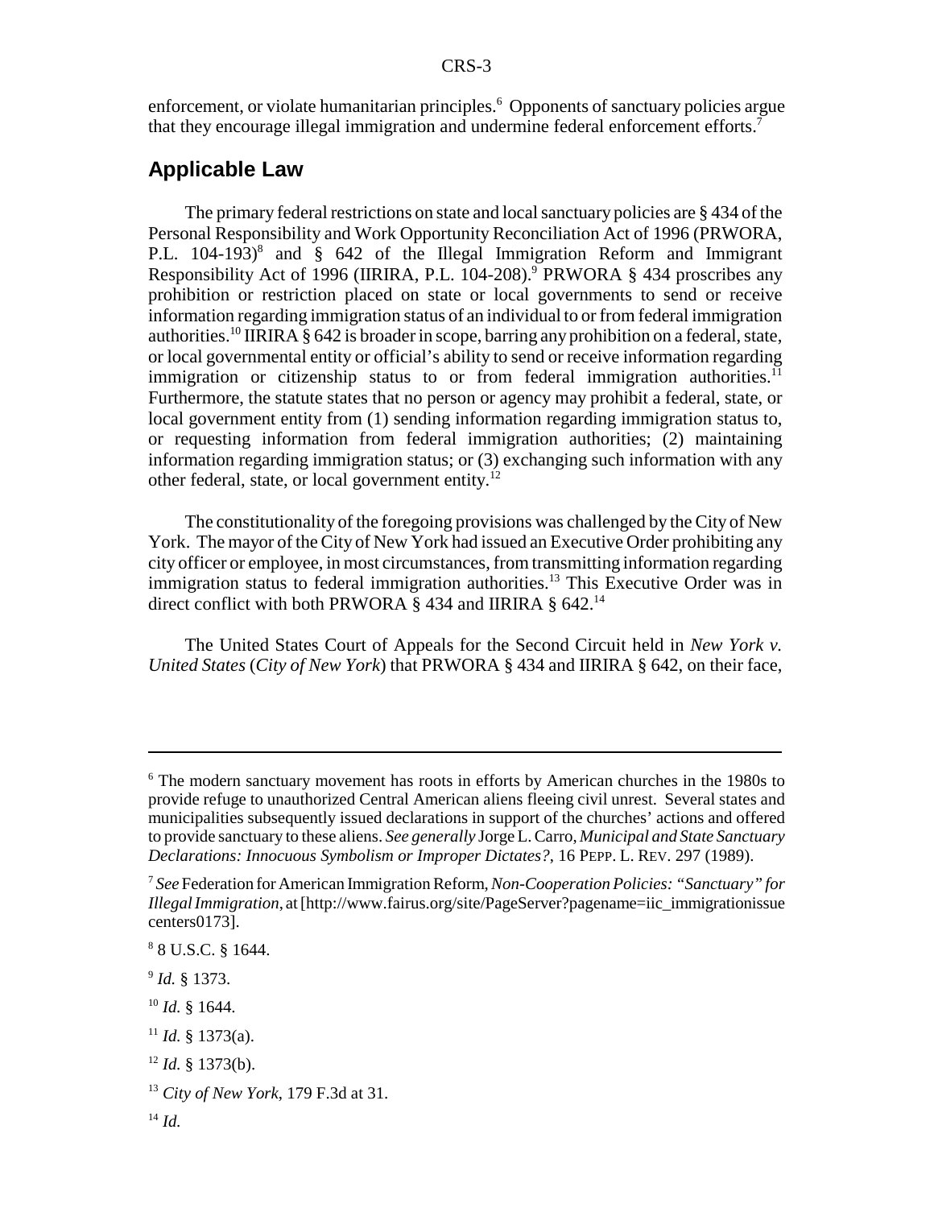enforcement, or violate humanitarian principles.[6] Opponents of sanctuary policies argue that they encourage illegal immigration and undermine federal enforcement efforts.[7]

## Applicable Law

The primary federal restrictions on state and local sanctuary policies are § 434 of the Personal Responsibility and Work Opportunity Reconciliation Act of 1996 (PRWORA, P.L. 104-193)[8] and § 642 of the Illegal Immigration Reform and Immigrant Responsibility Act of 1996 (IIRIRA, P.L. 104-208).[9] PRWORA § 434 proscribes any prohibition or restriction placed on state or local governments to send or receive information regarding immigration status of an individual to or from federal immigration authorities.[10] IIRIRA § 642 is broader in scope, barring any prohibition on a federal, state, or local governmental entity or official's ability to send or receive information regarding immigration or citizenship status to or from federal immigration authorities.[11] Furthermore, the statute states that no person or agency may prohibit a federal, state, or local government entity from (1) sending information regarding immigration status to, or requesting information from federal immigration authorities; (2) maintaining information regarding immigration status; or (3) exchanging such information with any other federal, state, or local government entity.[12]

The constitutionality of the foregoing provisions was challenged by the City of New York. The mayor of the City of New York had issued an Executive Order prohibiting any city officer or employee, in most circumstances, from transmitting information regarding immigration status to federal immigration authorities.[13] This Executive Order was in direct conflict with both PRWORA § 434 and IIRIRA § 642.[14]

The United States Court of Appeals for the Second Circuit held in *New York v. United States* (*City of New York*) that PRWORA § 434 and IIRIRA § 642, on their face,

---

[6] The modern sanctuary movement has roots in efforts by American churches in the 1980s to provide refuge to unauthorized Central American aliens fleeing civil unrest. Several states and municipalities subsequently issued declarations in support of the churches' actions and offered to provide sanctuary to these aliens. *See generally* Jorge L. Carro, *Municipal and State Sanctuary Declarations: Innocuous Symbolism or Improper Dictates?*, 16 PEPP. L. REV. 297 (1989).

[7] *See* Federation for American Immigration Reform, *Non-Cooperation Policies: "Sanctuary" for Illegal Immigration*, at [http://www.fairus.org/site/PageServer?pagename=iic_immigrationissuecenters0173].

[8] 8 U.S.C. § 1644.

[9] *Id.* § 1373.

[10] *Id.* § 1644.

[11] *Id.* § 1373(a).

[12] *Id.* § 1373(b).

[13] *City of New York*, 179 F.3d at 31.

[14] *Id.*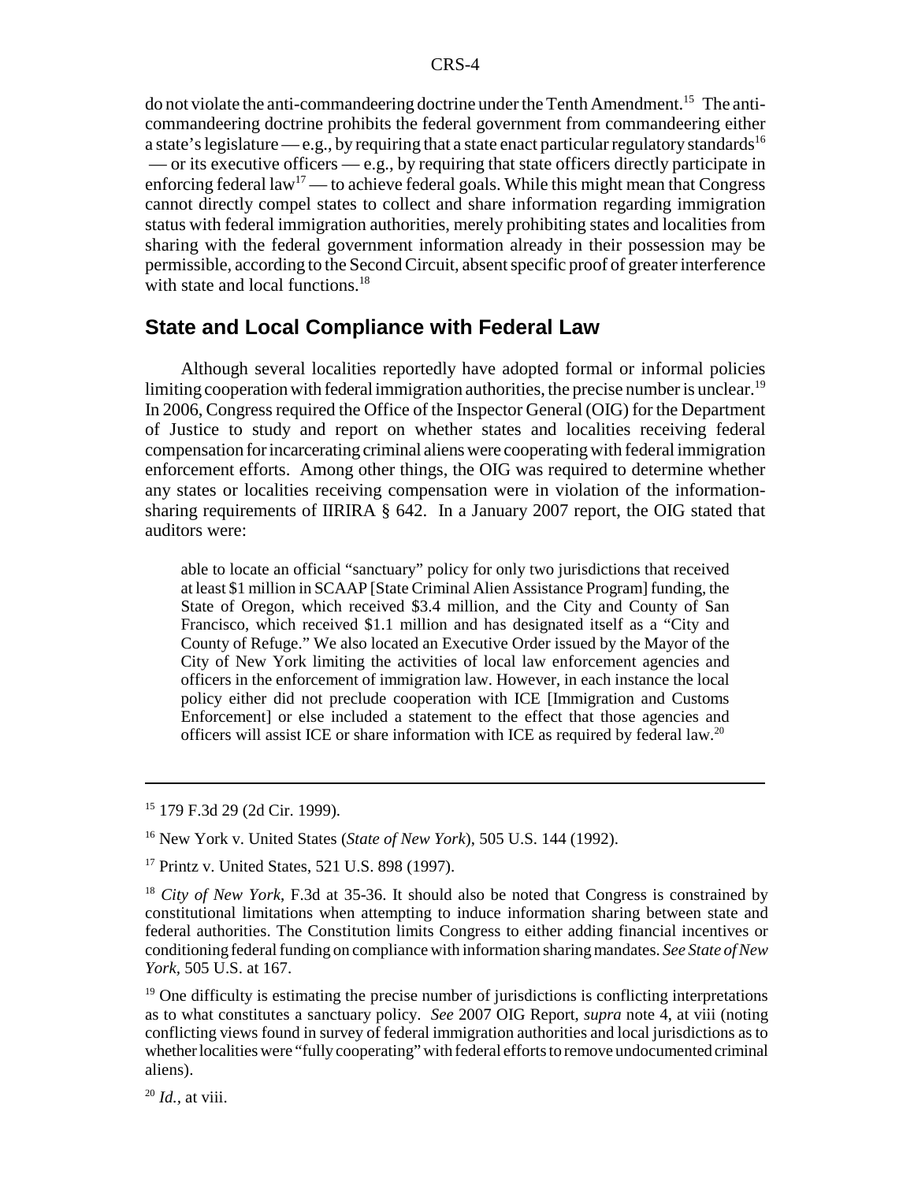do not violate the anti-commandeering doctrine under the Tenth Amendment.[15] The anti-commandeering doctrine prohibits the federal government from commandeering either a state's legislature — e.g., by requiring that a state enact particular regulatory standards[16] — or its executive officers — e.g., by requiring that state officers directly participate in enforcing federal law[17] — to achieve federal goals. While this might mean that Congress cannot directly compel states to collect and share information regarding immigration status with federal immigration authorities, merely prohibiting states and localities from sharing with the federal government information already in their possession may be permissible, according to the Second Circuit, absent specific proof of greater interference with state and local functions.[18]

## State and Local Compliance with Federal Law

Although several localities reportedly have adopted formal or informal policies limiting cooperation with federal immigration authorities, the precise number is unclear.[19] In 2006, Congress required the Office of the Inspector General (OIG) for the Department of Justice to study and report on whether states and localities receiving federal compensation for incarcerating criminal aliens were cooperating with federal immigration enforcement efforts. Among other things, the OIG was required to determine whether any states or localities receiving compensation were in violation of the information-sharing requirements of IIRIRA § 642. In a January 2007 report, the OIG stated that auditors were:

> able to locate an official "sanctuary" policy for only two jurisdictions that received at least $1 million in SCAAP [State Criminal Alien Assistance Program] funding, the State of Oregon, which received $3.4 million, and the City and County of San Francisco, which received $1.1 million and has designated itself as a "City and County of Refuge." We also located an Executive Order issued by the Mayor of the City of New York limiting the activities of local law enforcement agencies and officers in the enforcement of immigration law. However, in each instance the local policy either did not preclude cooperation with ICE [Immigration and Customs Enforcement] or else included a statement to the effect that those agencies and officers will assist ICE or share information with ICE as required by federal law.[20]

---

[15] 179 F.3d 29 (2d Cir. 1999).

[16] New York v. United States (*State of New York*), 505 U.S. 144 (1992).

[17] Printz v. United States, 521 U.S. 898 (1997).

[18] *City of New York*, F.3d at 35-36. It should also be noted that Congress is constrained by constitutional limitations when attempting to induce information sharing between state and federal authorities. The Constitution limits Congress to either adding financial incentives or conditioning federal funding on compliance with information sharing mandates. *See State of New York*, 505 U.S. at 167.

[19] One difficulty is estimating the precise number of jurisdictions is conflicting interpretations as to what constitutes a sanctuary policy. *See* 2007 OIG Report, *supra* note 4, at viii (noting conflicting views found in survey of federal immigration authorities and local jurisdictions as to whether localities were "fully cooperating" with federal efforts to remove undocumented criminal aliens).

[20] *Id.*, at viii.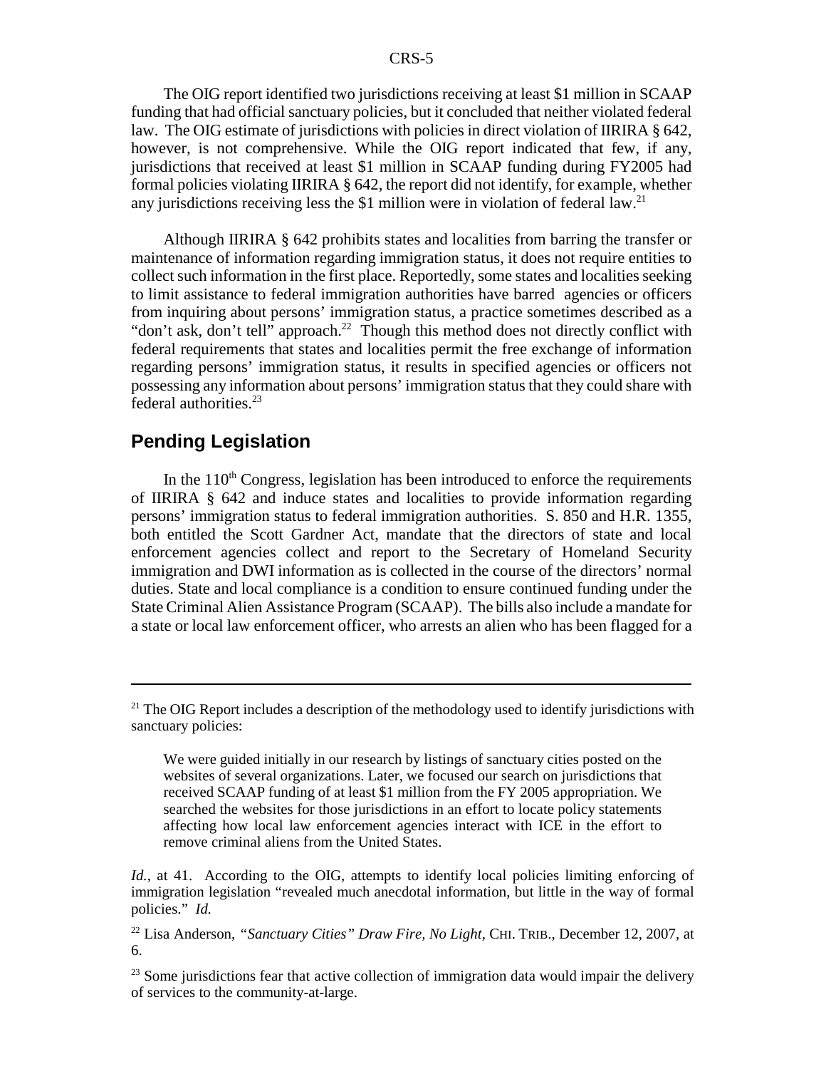The OIG report identified two jurisdictions receiving at least $1 million in SCAAP funding that had official sanctuary policies, but it concluded that neither violated federal law. The OIG estimate of jurisdictions with policies in direct violation of IIRIRA § 642, however, is not comprehensive. While the OIG report indicated that few, if any, jurisdictions that received at least $1 million in SCAAP funding during FY2005 had formal policies violating IIRIRA § 642, the report did not identify, for example, whether any jurisdictions receiving less the $1 million were in violation of federal law.[21]

Although IIRIRA § 642 prohibits states and localities from barring the transfer or maintenance of information regarding immigration status, it does not require entities to collect such information in the first place. Reportedly, some states and localities seeking to limit assistance to federal immigration authorities have barred agencies or officers from inquiring about persons' immigration status, a practice sometimes described as a "don't ask, don't tell" approach.[22] Though this method does not directly conflict with federal requirements that states and localities permit the free exchange of information regarding persons' immigration status, it results in specified agencies or officers not possessing any information about persons' immigration status that they could share with federal authorities.[23]

## Pending Legislation

In the 110th Congress, legislation has been introduced to enforce the requirements of IIRIRA § 642 and induce states and localities to provide information regarding persons' immigration status to federal immigration authorities. S. 850 and H.R. 1355, both entitled the Scott Gardner Act, mandate that the directors of state and local enforcement agencies collect and report to the Secretary of Homeland Security immigration and DWI information as is collected in the course of the directors' normal duties. State and local compliance is a condition to ensure continued funding under the State Criminal Alien Assistance Program (SCAAP). The bills also include a mandate for a state or local law enforcement officer, who arrests an alien who has been flagged for a

---

[21] The OIG Report includes a description of the methodology used to identify jurisdictions with sanctuary policies:

> We were guided initially in our research by listings of sanctuary cities posted on the websites of several organizations. Later, we focused our search on jurisdictions that received SCAAP funding of at least $1 million from the FY 2005 appropriation. We searched the websites for those jurisdictions in an effort to locate policy statements affecting how local law enforcement agencies interact with ICE in the effort to remove criminal aliens from the United States.

*Id.*, at 41. According to the OIG, attempts to identify local policies limiting enforcing of immigration legislation "revealed much anecdotal information, but little in the way of formal policies." *Id.*

[22] Lisa Anderson, *"Sanctuary Cities" Draw Fire, No Light*, CHI. TRIB., December 12, 2007, at 6.

[23] Some jurisdictions fear that active collection of immigration data would impair the delivery of services to the community-at-large.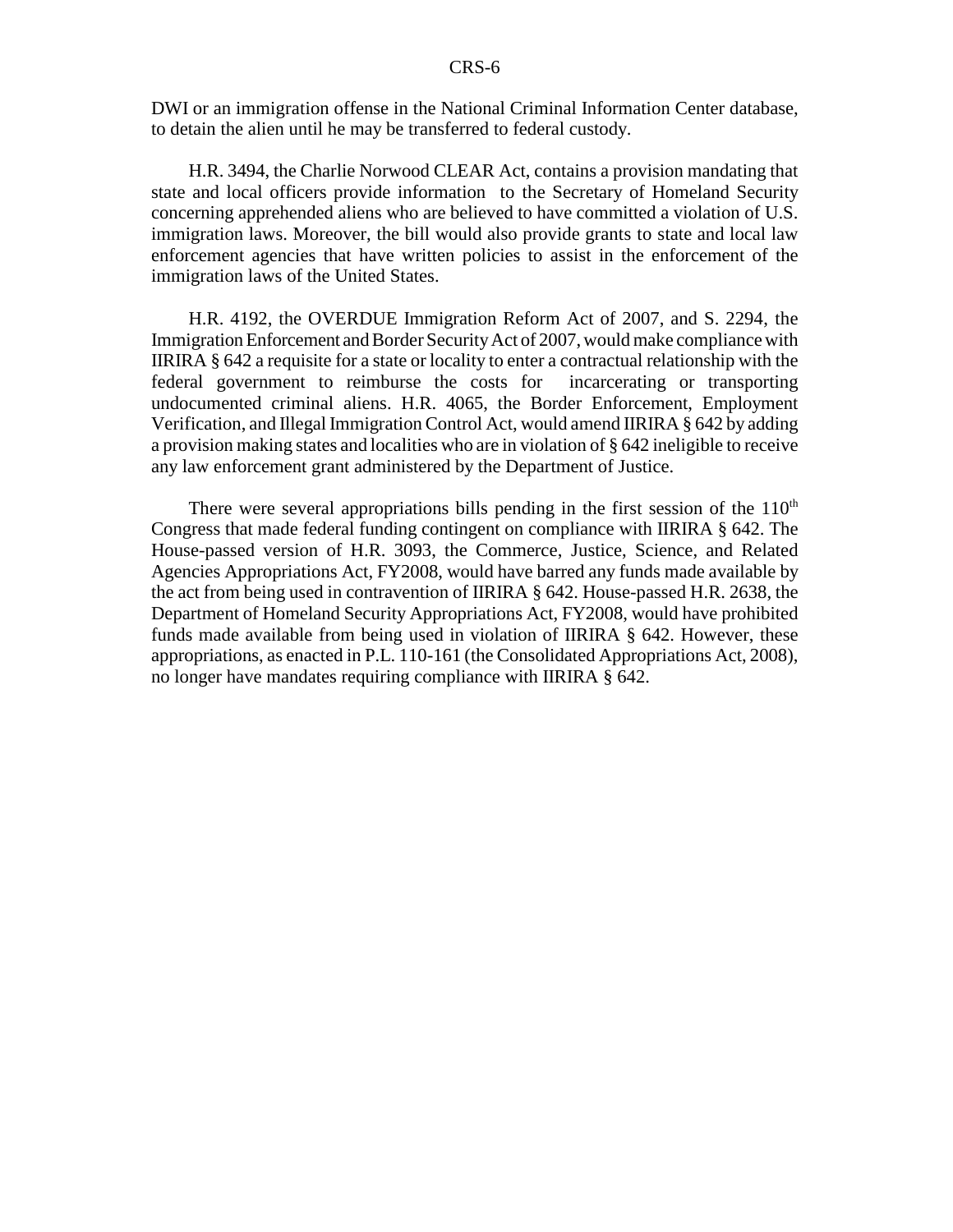DWI or an immigration offense in the National Criminal Information Center database, to detain the alien until he may be transferred to federal custody.

H.R. 3494, the Charlie Norwood CLEAR Act, contains a provision mandating that state and local officers provide information to the Secretary of Homeland Security concerning apprehended aliens who are believed to have committed a violation of U.S. immigration laws. Moreover, the bill would also provide grants to state and local law enforcement agencies that have written policies to assist in the enforcement of the immigration laws of the United States.

H.R. 4192, the OVERDUE Immigration Reform Act of 2007, and S. 2294, the Immigration Enforcement and Border Security Act of 2007, would make compliance with IIRIRA § 642 a requisite for a state or locality to enter a contractual relationship with the federal government to reimburse the costs for incarcerating or transporting undocumented criminal aliens. H.R. 4065, the Border Enforcement, Employment Verification, and Illegal Immigration Control Act, would amend IIRIRA § 642 by adding a provision making states and localities who are in violation of § 642 ineligible to receive any law enforcement grant administered by the Department of Justice.

There were several appropriations bills pending in the first session of the 110th Congress that made federal funding contingent on compliance with IIRIRA § 642. The House-passed version of H.R. 3093, the Commerce, Justice, Science, and Related Agencies Appropriations Act, FY2008, would have barred any funds made available by the act from being used in contravention of IIRIRA § 642. House-passed H.R. 2638, the Department of Homeland Security Appropriations Act, FY2008, would have prohibited funds made available from being used in violation of IIRIRA § 642. However, these appropriations, as enacted in P.L. 110-161 (the Consolidated Appropriations Act, 2008), no longer have mandates requiring compliance with IIRIRA § 642.